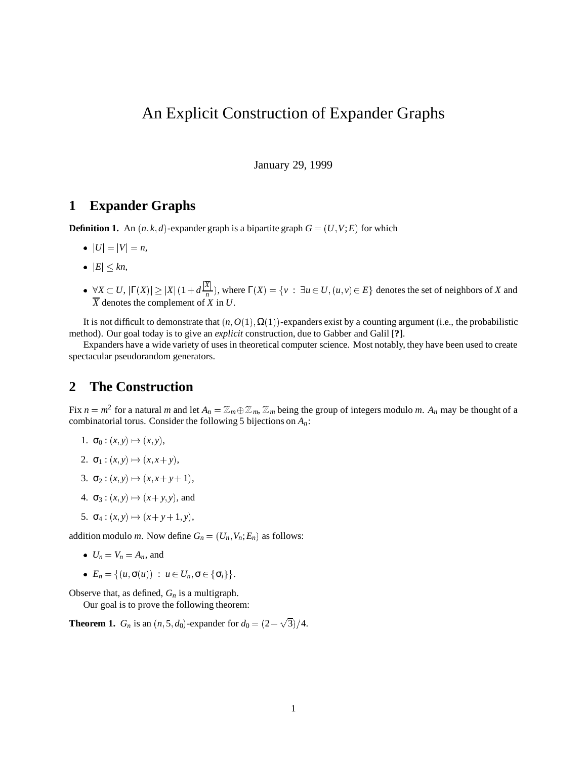# An Explicit Construction of Expander Graphs

January 29, 1999

## 1 Expander Graphs

**Definition 1.** An $(n,k,d)$-expander graph is a bipartite graph $G = (U,V;E)$ for which

- $|U| = |V| = n$,
- $|E| \leq kn$,
- $\forall X \subset U$, $|\Gamma(X)| \geq |X|\,(1 + d\frac{|\overline{X}|}{n})$, where $\Gamma(X) = \{v \,:\, \exists u \in U, (u,v) \in E\}$ denotes the set of neighbors of $X$ and $\overline{X}$ denotes the complement of $X$ in $U$.

It is not difficult to demonstrate that $(n, O(1), \Omega(1))$-expanders exist by a counting argument (i.e., the probabilistic method). Our goal today is to give an *explicit* construction, due to Gabber and Galil [**?**].

Expanders have a wide variety of uses in theoretical computer science. Most notably, they have been used to create spectacular pseudorandom generators.

## 2 The Construction

Fix $n = m^2$ for a natural $m$ and let $A_n = \mathbb{Z}_m \oplus \mathbb{Z}_m$, $\mathbb{Z}_m$ being the group of integers modulo $m$. $A_n$ may be thought of a combinatorial torus. Consider the following 5 bijections on $A_n$:

1. $\sigma_0 : (x,y) \mapsto (x,y)$,
2. $\sigma_1 : (x,y) \mapsto (x, x+y)$,
3. $\sigma_2 : (x,y) \mapsto (x, x+y+1)$,
4. $\sigma_3 : (x,y) \mapsto (x+y, y)$, and
5. $\sigma_4 : (x,y) \mapsto (x+y+1, y)$,

addition modulo $m$. Now define $G_n = (U_n, V_n; E_n)$ as follows:

- $U_n = V_n = A_n$, and
- $E_n = \{(u, \sigma(u)) \;:\; u \in U_n, \sigma \in \{\sigma_i\}\}$.

Observe that, as defined, $G_n$ is a multigraph.

Our goal is to prove the following theorem:

**Theorem 1.** $G_n$ is an $(n, 5, d_0)$-expander for $d_0 = (2 - \sqrt{3})/4$.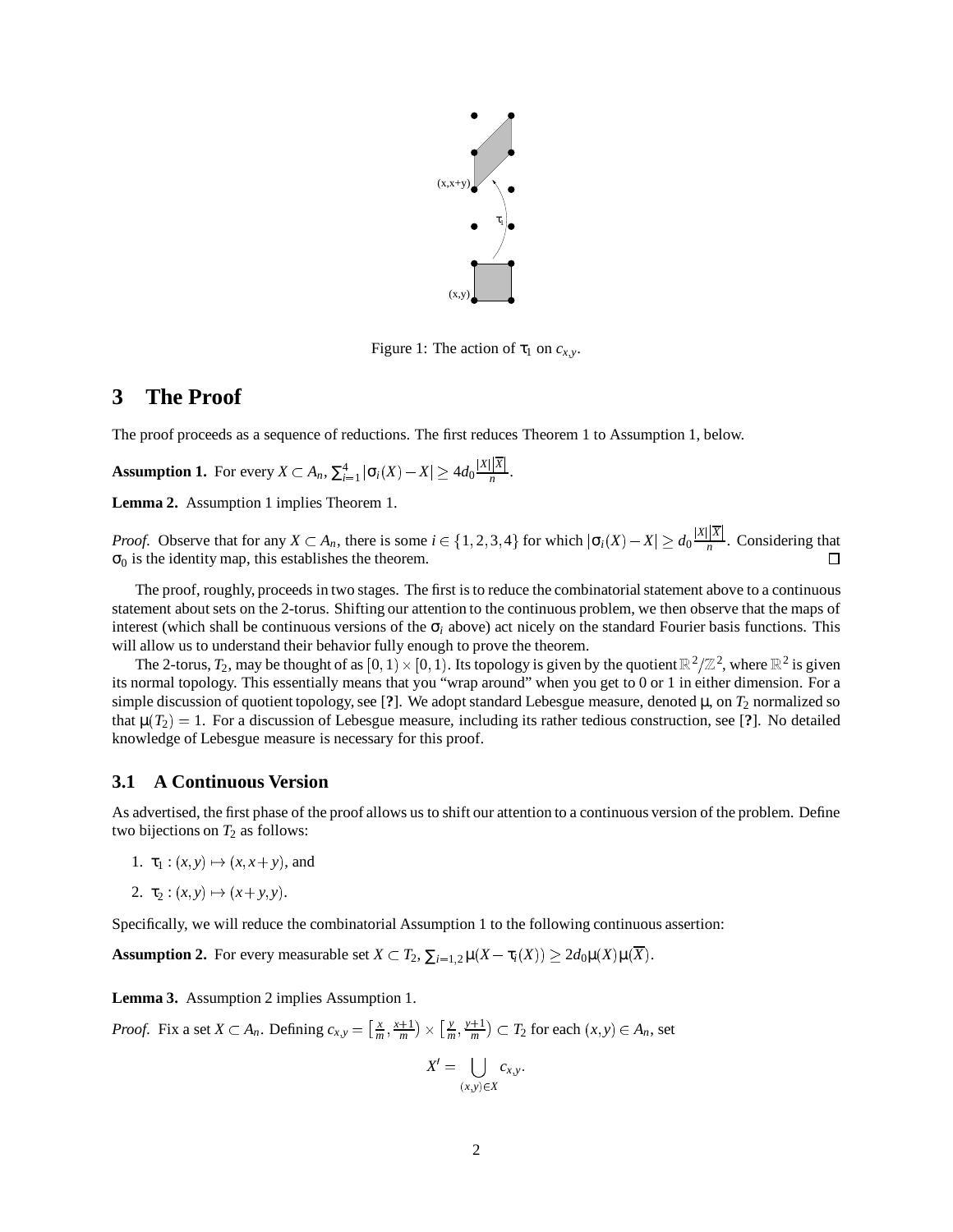Figure 1: The action of $\tau_1$ on $c_{x,y}$.

## 3 The Proof

The proof proceeds as a sequence of reductions. The first reduces Theorem 1 to Assumption 1, below.

**Assumption 1.** For every $X \subset A_n$, $\sum_{i=1}^{4} |\sigma_i(X) - X| \geq 4d_0 \frac{|X||\overline{X}|}{n}$.

**Lemma 2.** Assumption 1 implies Theorem 1.

*Proof.* Observe that for any $X \subset A_n$, there is some $i \in \{1,2,3,4\}$ for which $|\sigma_i(X) - X| \geq d_0 \frac{|X||\overline{X}|}{n}$. Considering that $\sigma_0$ is the identity map, this establishes the theorem. $\square$

The proof, roughly, proceeds in two stages. The first is to reduce the combinatorial statement above to a continuous statement about sets on the 2-torus. Shifting our attention to the continuous problem, we then observe that the maps of interest (which shall be continuous versions of the $\sigma_i$ above) act nicely on the standard Fourier basis functions. This will allow us to understand their behavior fully enough to prove the theorem.

The 2-torus, $T_2$, may be thought of as $[0,1) \times [0,1)$. Its topology is given by the quotient $\mathbb{R}^2/\mathbb{Z}^2$, where $\mathbb{R}^2$ is given its normal topology. This essentially means that you "wrap around" when you get to 0 or 1 in either dimension. For a simple discussion of quotient topology, see [**?**]. We adopt standard Lebesgue measure, denoted $\mu$, on $T_2$ normalized so that $\mu(T_2) = 1$. For a discussion of Lebesgue measure, including its rather tedious construction, see [**?**]. No detailed knowledge of Lebesgue measure is necessary for this proof.

### 3.1 A Continuous Version

As advertised, the first phase of the proof allows us to shift our attention to a continuous version of the problem. Define two bijections on $T_2$ as follows:

1. $\tau_1 : (x,y) \mapsto (x, x+y)$, and
2. $\tau_2 : (x,y) \mapsto (x+y, y)$.

Specifically, we will reduce the combinatorial Assumption 1 to the following continuous assertion:

**Assumption 2.** For every measurable set $X \subset T_2$, $\sum_{i=1,2} \mu(X - \tau_i(X)) \geq 2d_0 \mu(X)\mu(\overline{X})$.

**Lemma 3.** Assumption 2 implies Assumption 1.

*Proof.* Fix a set $X \subset A_n$. Defining $c_{x,y} = \left[\frac{x}{m}, \frac{x+1}{m}\right) \times \left[\frac{y}{m}, \frac{y+1}{m}\right) \subset T_2$ for each $(x,y) \in A_n$, set

$$X' = \bigcup_{(x,y) \in X} c_{x,y}.$$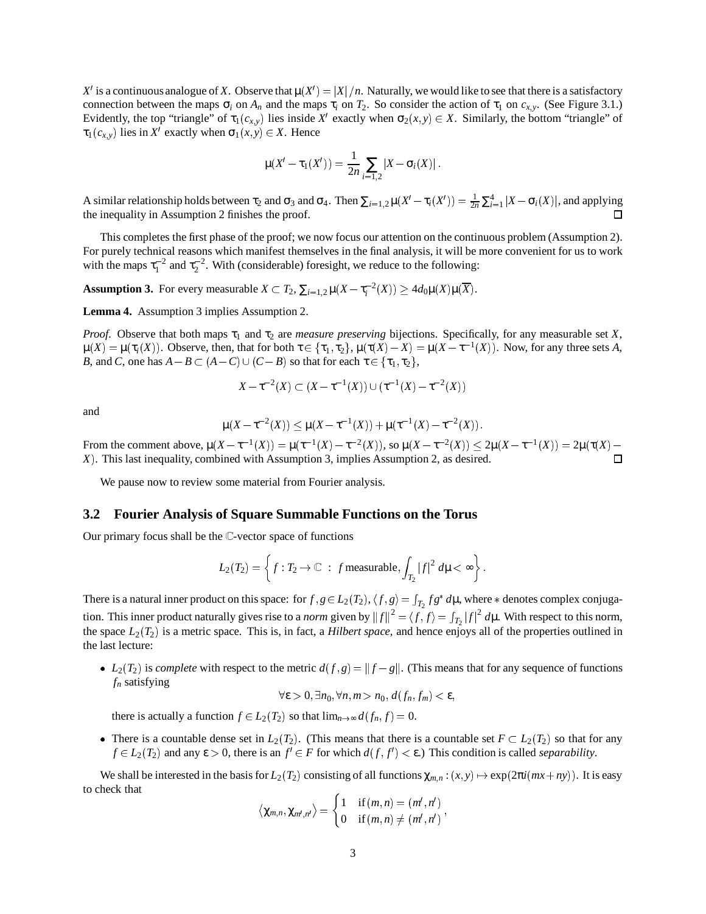$X'$ is a continuous analogue of $X$. Observe that $\mu(X') = |X|/n$. Naturally, we would like to see that there is a satisfactory connection between the maps $\sigma_i$ on $A_n$ and the maps $\tau_i$ on $T_2$. So consider the action of $\tau_1$ on $c_{x,y}$. (See Figure 3.1.) Evidently, the top "triangle" of $\tau_1(c_{x,y})$ lies inside $X'$ exactly when $\sigma_2(x,y) \in X$. Similarly, the bottom "triangle" of $\tau_1(c_{x,y})$ lies in $X'$ exactly when $\sigma_1(x,y) \in X$. Hence

$$\mu(X' - \tau_1(X')) = \frac{1}{2n} \sum_{i=1,2} |X - \sigma_i(X)|.$$

A similar relationship holds between $\tau_2$ and $\sigma_3$ and $\sigma_4$. Then $\sum_{i=1,2} \mu(X' - \tau_i(X')) = \frac{1}{2n} \sum_{i=1}^{4} |X - \sigma_i(X)|$, and applying the inequality in Assumption 2 finishes the proof. □

This completes the first phase of the proof; we now focus our attention on the continuous problem (Assumption 2). For purely technical reasons which manifest themselves in the final analysis, it will be more convenient for us to work with the maps $\tau_1^{-2}$ and $\tau_2^{-2}$. With (considerable) foresight, we reduce to the following:

**Assumption 3.** For every measurable $X \subset T_2$, $\sum_{i=1,2} \mu(X - \tau_i^{-2}(X)) \geq 4d_0 \mu(X)\mu(\overline{X})$.

**Lemma 4.** Assumption 3 implies Assumption 2.

*Proof.* Observe that both maps $\tau_1$ and $\tau_2$ are *measure preserving* bijections. Specifically, for any measurable set $X$, $\mu(X) = \mu(\tau_i(X))$. Observe, then, that for both $\tau \in \{\tau_1, \tau_2\}$, $\mu(\tau(X) - X) = \mu(X - \tau^{-1}(X))$. Now, for any three sets $A$, $B$, and $C$, one has $A - B \subset (A - C) \cup (C - B)$ so that for each $\tau \in \{\tau_1, \tau_2\}$,

$$X - \tau^{-2}(X) \subset (X - \tau^{-1}(X)) \cup (\tau^{-1}(X) - \tau^{-2}(X))$$

and

$$\mu(X - \tau^{-2}(X)) \leq \mu(X - \tau^{-1}(X)) + \mu(\tau^{-1}(X) - \tau^{-2}(X)).$$

From the comment above, $\mu(X - \tau^{-1}(X)) = \mu(\tau^{-1}(X) - \tau^{-2}(X))$, so $\mu(X - \tau^{-2}(X)) \leq 2\mu(X - \tau^{-1}(X)) = 2\mu(\tau(X) - X)$. This last inequality, combined with Assumption 3, implies Assumption 2, as desired. □

We pause now to review some material from Fourier analysis.

## 3.2 Fourier Analysis of Square Summable Functions on the Torus

Our primary focus shall be the $\mathbb{C}$-vector space of functions

$$L_2(T_2) = \left\{ f : T_2 \to \mathbb{C} \ : \ f \text{ measurable}, \int_{T_2} |f|^2 \, d\mu < \infty \right\}.$$

There is a natural inner product on this space: for $f, g \in L_2(T_2)$, $\langle f, g \rangle = \int_{T_2} f g^* \, d\mu$, where $*$ denotes complex conjugation. This inner product naturally gives rise to a *norm* given by $\|f\|^2 = \langle f, f \rangle = \int_{T_2} |f|^2 \, d\mu$. With respect to this norm, the space $L_2(T_2)$ is a metric space. This is, in fact, a *Hilbert space*, and hence enjoys all of the properties outlined in the last lecture:

- $L_2(T_2)$ is *complete* with respect to the metric $d(f,g) = \|f - g\|$. (This means that for any sequence of functions $f_n$ satisfying

  $$\forall \varepsilon > 0, \exists n_0, \forall n, m > n_0, \, d(f_n, f_m) < \varepsilon,$$

  there is actually a function $f \in L_2(T_2)$ so that $\lim_{n \to \infty} d(f_n, f) = 0$.

- There is a countable dense set in $L_2(T_2)$. (This means that there is a countable set $F \subset L_2(T_2)$ so that for any $f \in L_2(T_2)$ and any $\varepsilon > 0$, there is an $f' \in F$ for which $d(f, f') < \varepsilon$.) This condition is called *separability*.

We shall be interested in the basis for $L_2(T_2)$ consisting of all functions $\chi_{m,n} : (x,y) \mapsto \exp(2\pi i(mx + ny))$. It is easy to check that

$$\langle \chi_{m,n}, \chi_{m',n'} \rangle = \begin{cases} 1 & \text{if } (m,n) = (m',n') \\ 0 & \text{if } (m,n) \neq (m',n') \end{cases},$$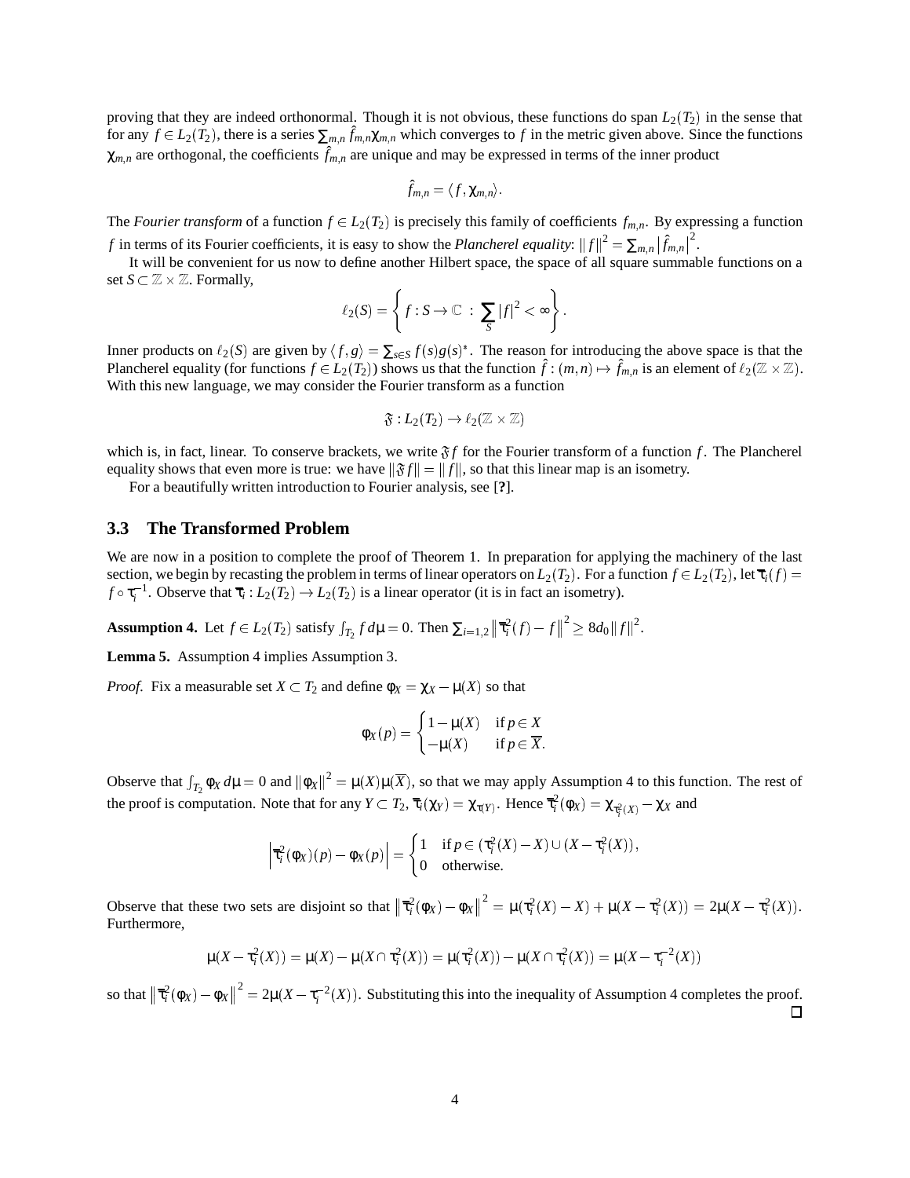proving that they are indeed orthonormal. Though it is not obvious, these functions do span $L_2(T_2)$ in the sense that for any $f \in L_2(T_2)$, there is a series $\sum_{m,n} \hat{f}_{m,n}\chi_{m,n}$ which converges to $f$ in the metric given above. Since the functions $\chi_{m,n}$ are orthogonal, the coefficients $\hat{f}_{m,n}$ are unique and may be expressed in terms of the inner product

$$\hat{f}_{m,n} = \langle f, \chi_{m,n} \rangle.$$

The *Fourier transform* of a function $f \in L_2(T_2)$ is precisely this family of coefficients $f_{m,n}$. By expressing a function $f$ in terms of its Fourier coefficients, it is easy to show the *Plancherel equality*: $\|f\|^2 = \sum_{m,n} |\hat{f}_{m,n}|^2$.

It will be convenient for us now to define another Hilbert space, the space of all square summable functions on a set $S \subset \mathbb{Z} \times \mathbb{Z}$. Formally,

$$\ell_2(S) = \left\{ f : S \to \mathbb{C} \; : \; \sum_S |f|^2 < \infty \right\}.$$

Inner products on $\ell_2(S)$ are given by $\langle f, g \rangle = \sum_{s \in S} f(s)g(s)^*$. The reason for introducing the above space is that the Plancherel equality (for functions $f \in L_2(T_2)$) shows us that the function $\hat{f} : (m,n) \mapsto \hat{f}_{m,n}$ is an element of $\ell_2(\mathbb{Z} \times \mathbb{Z})$. With this new language, we may consider the Fourier transform as a function

$$\mathfrak{F} : L_2(T_2) \to \ell_2(\mathbb{Z} \times \mathbb{Z})$$

which is, in fact, linear. To conserve brackets, we write $\mathfrak{F}f$ for the Fourier transform of a function $f$. The Plancherel equality shows that even more is true: we have $\|\mathfrak{F}f\| = \|f\|$, so that this linear map is an isometry.

For a beautifully written introduction to Fourier analysis, see [**?**].

### 3.3 The Transformed Problem

We are now in a position to complete the proof of Theorem 1. In preparation for applying the machinery of the last section, we begin by recasting the problem in terms of linear operators on $L_2(T_2)$. For a function $f \in L_2(T_2)$, let $\overline{\tau}_i(f) = f \circ \tau_i^{-1}$. Observe that $\overline{\tau}_i : L_2(T_2) \to L_2(T_2)$ is a linear operator (it is in fact an isometry).

**Assumption 4.** Let $f \in L_2(T_2)$ satisfy $\int_{T_2} f \, d\mu = 0$. Then $\sum_{i=1,2} \left\| \overline{\tau}_i^2(f) - f \right\|^2 \geq 8d_0 \|f\|^2$.

**Lemma 5.** Assumption 4 implies Assumption 3.

*Proof.* Fix a measurable set $X \subset T_2$ and define $\phi_X = \chi_X - \mu(X)$ so that

$$\phi_X(p) = \begin{cases} 1 - \mu(X) & \text{if } p \in X \\ -\mu(X) & \text{if } p \in \overline{X}. \end{cases}$$

Observe that $\int_{T_2} \phi_X \, d\mu = 0$ and $\|\phi_X\|^2 = \mu(X)\mu(\overline{X})$, so that we may apply Assumption 4 to this function. The rest of the proof is computation. Note that for any $Y \subset T_2$, $\overline{\tau}_i(\chi_Y) = \chi_{\tau_i(Y)}$. Hence $\overline{\tau}_i^2(\phi_X) = \chi_{\tau_i^2(X)} - \chi_X$ and

$$\left| \overline{\tau}_i^2(\phi_X)(p) - \phi_X(p) \right| = \begin{cases} 1 & \text{if } p \in (\tau_i^2(X) - X) \cup (X - \tau_i^2(X)), \\ 0 & \text{otherwise.} \end{cases}$$

Observe that these two sets are disjoint so that $\left\| \overline{\tau}_i^2(\phi_X) - \phi_X \right\|^2 = \mu(\tau_i^2(X) - X) + \mu(X - \tau_i^2(X)) = 2\mu(X - \tau_i^2(X))$. Furthermore,

$$\mu(X - \tau_i^2(X)) = \mu(X) - \mu(X \cap \tau_i^2(X)) = \mu(\tau_i^2(X)) - \mu(X \cap \tau_i^2(X)) = \mu(X - \tau_i^{-2}(X))$$

so that $\left\| \overline{\tau}_i^2(\phi_X) - \phi_X \right\|^2 = 2\mu(X - \tau_i^{-2}(X))$. Substituting this into the inequality of Assumption 4 completes the proof. $\square$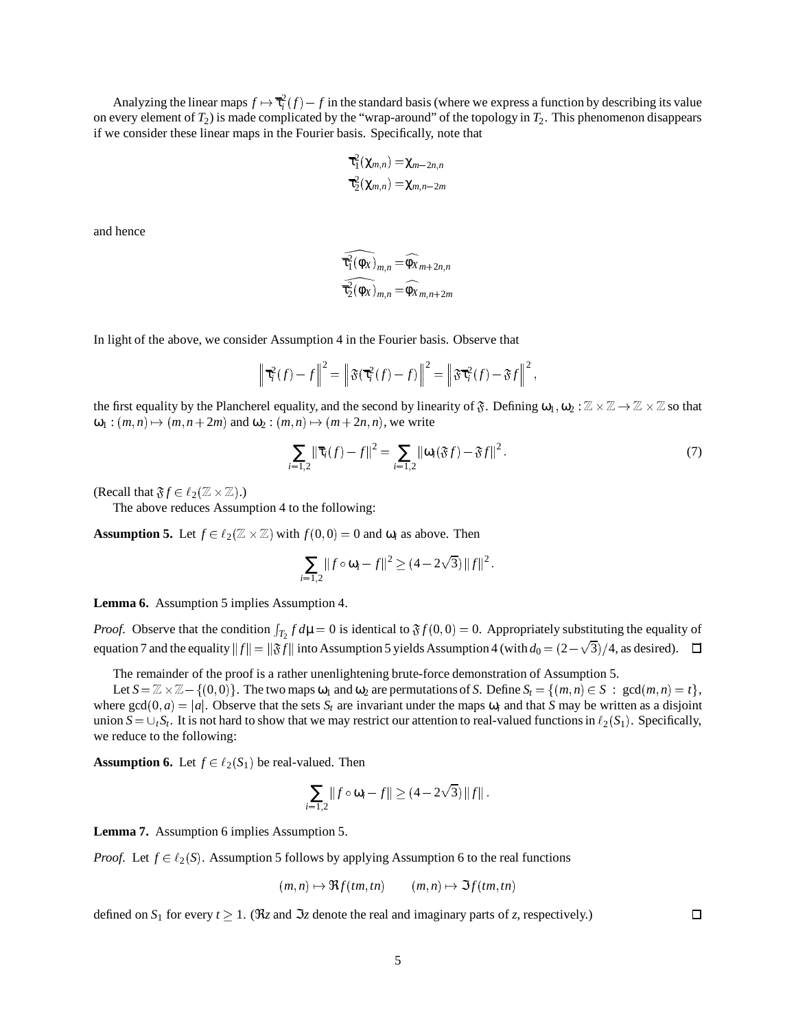Analyzing the linear maps $f \mapsto \overline{\tau}_i^2(f) - f$ in the standard basis (where we express a function by describing its value on every element of $T_2$) is made complicated by the "wrap-around" of the topology in $T_2$. This phenomenon disappears if we consider these linear maps in the Fourier basis. Specifically, note that

$$\overline{\tau}_1^2(\chi_{m,n}) = \chi_{m-2n,n}$$
$$\overline{\tau}_2^2(\chi_{m,n}) = \chi_{m,n-2m}$$

and hence

$$\widehat{\overline{\tau}_1^2(\phi_X)}_{m,n} = \widehat{\phi_X}_{m+2n,n}$$
$$\widehat{\overline{\tau}_2^2(\phi_X)}_{m,n} = \widehat{\phi_X}_{m,n+2m}$$

In light of the above, we consider Assumption 4 in the Fourier basis. Observe that

$$\left\| \overline{\tau}_i^2(f) - f \right\|^2 = \left\| \mathfrak{F}(\overline{\tau}_i^2(f) - f) \right\|^2 = \left\| \mathfrak{F}\overline{\tau}_i^2(f) - \mathfrak{F}f \right\|^2,$$

the first equality by the Plancherel equality, and the second by linearity of $\mathfrak{F}$. Defining $\omega_1, \omega_2 : \mathbb{Z} \times \mathbb{Z} \to \mathbb{Z} \times \mathbb{Z}$ so that $\omega_1 : (m,n) \mapsto (m, n+2m)$ and $\omega_2 : (m,n) \mapsto (m+2n, n)$, we write

$$\sum_{i=1,2} \|\overline{\tau}_i(f) - f\|^2 = \sum_{i=1,2} \|\omega_i(\mathfrak{F}f) - \mathfrak{F}f\|^2. \tag{7}$$

(Recall that $\mathfrak{F}f \in \ell_2(\mathbb{Z} \times \mathbb{Z})$.)

The above reduces Assumption 4 to the following:

**Assumption 5.** Let $f \in \ell_2(\mathbb{Z} \times \mathbb{Z})$ with $f(0,0) = 0$ and $\omega_i$ as above. Then

$$\sum_{i=1,2} \|f \circ \omega_i - f\|^2 \geq (4 - 2\sqrt{3}) \|f\|^2.$$

**Lemma 6.** Assumption 5 implies Assumption 4.

*Proof.* Observe that the condition $\int_{T_2} f \, d\mu = 0$ is identical to $\mathfrak{F}f(0,0) = 0$. Appropriately substituting the equality of equation 7 and the equality $\|f\| = \|\mathfrak{F}f\|$ into Assumption 5 yields Assumption 4 (with $d_0 = (2-\sqrt{3})/4$, as desired). $\square$

The remainder of the proof is a rather unenlightening brute-force demonstration of Assumption 5.

Let $S = \mathbb{Z} \times \mathbb{Z} - \{(0,0)\}$. The two maps $\omega_1$ and $\omega_2$ are permutations of $S$. Define $S_t = \{(m,n) \in S \ : \ \gcd(m,n) = t\}$, where $\gcd(0,a) = |a|$. Observe that the sets $S_t$ are invariant under the maps $\omega_i$ and that $S$ may be written as a disjoint union $S = \cup_t S_t$. It is not hard to show that we may restrict our attention to real-valued functions in $\ell_2(S_1)$. Specifically, we reduce to the following:

**Assumption 6.** Let $f \in \ell_2(S_1)$ be real-valued. Then

$$\sum_{i=1,2} \|f \circ \omega_i - f\| \geq (4 - 2\sqrt{3}) \|f\|.$$

**Lemma 7.** Assumption 6 implies Assumption 5.

*Proof.* Let $f \in \ell_2(S)$. Assumption 5 follows by applying Assumption 6 to the real functions

$$(m,n) \mapsto \Re f(tm, tn) \qquad (m,n) \mapsto \Im f(tm, tn)$$

defined on $S_1$ for every $t \geq 1$. ($\Re z$ and $\Im z$ denote the real and imaginary parts of $z$, respectively.) $\square$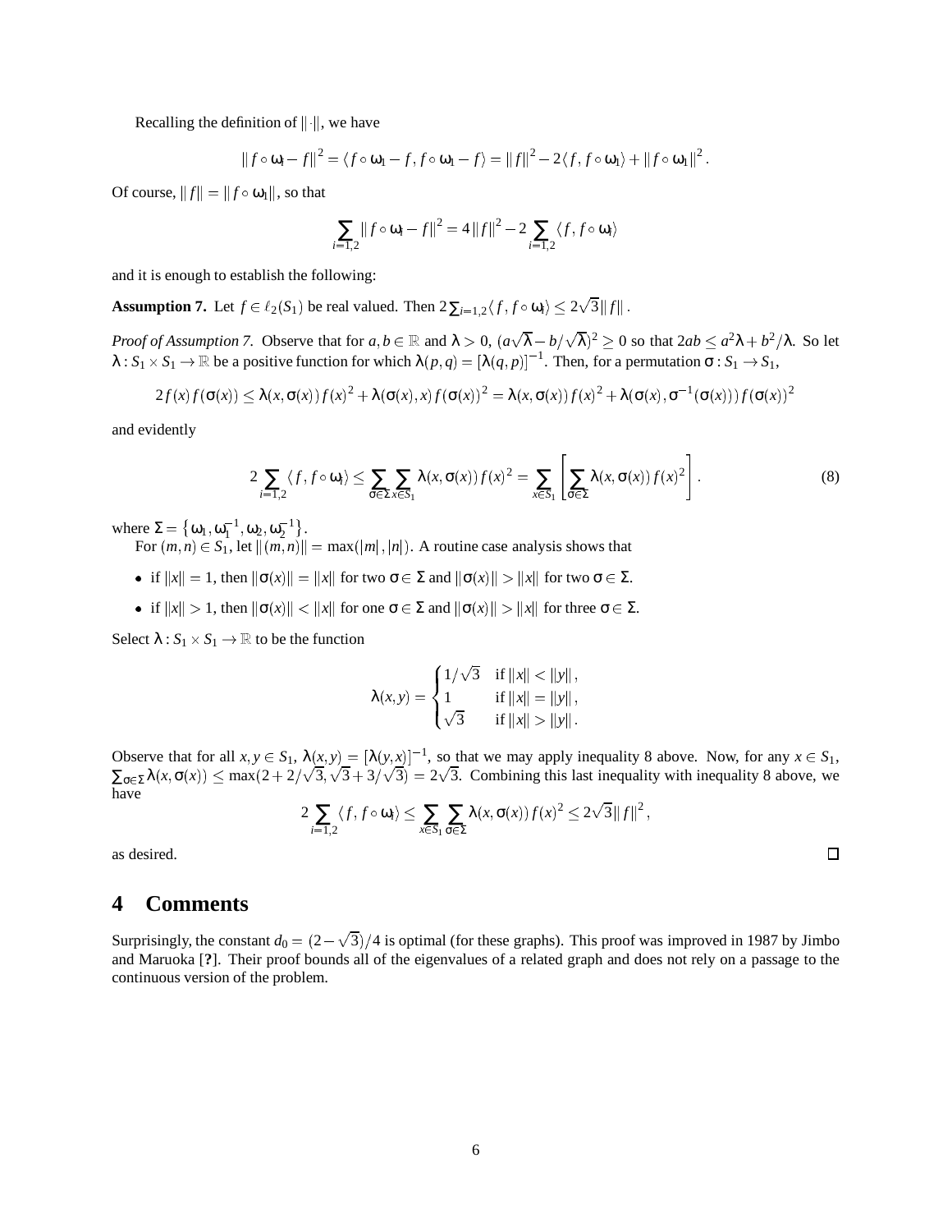Recalling the definition of $\|\cdot\|$, we have

$$\|f\circ\omega_i - f\|^2 = \langle f\circ\omega_1 - f, f\circ\omega_1 - f\rangle = \|f\|^2 - 2\langle f, f\circ\omega_1\rangle + \|f\circ\omega_1\|^2.$$

Of course, $\|f\| = \|f\circ\omega_1\|$, so that

$$\sum_{i=1,2}\|f\circ\omega_i - f\|^2 = 4\|f\|^2 - 2\sum_{i=1,2}\langle f, f\circ\omega_i\rangle$$

and it is enough to establish the following:

**Assumption 7.** Let $f\in\ell_2(S_1)$ be real valued. Then $2\sum_{i=1,2}\langle f, f\circ\omega_i\rangle \le 2\sqrt{3}\|f\|$.

*Proof of Assumption 7.* Observe that for $a,b\in\mathbb{R}$ and $\lambda>0$, $(a\sqrt{\lambda} - b/\sqrt{\lambda})^2 \ge 0$ so that $2ab \le a^2\lambda + b^2/\lambda$. So let $\lambda: S_1\times S_1\to\mathbb{R}$ be a positive function for which $\lambda(p,q) = [\lambda(q,p)]^{-1}$. Then, for a permutation $\sigma: S_1\to S_1$,

$$2f(x)f(\sigma(x)) \le \lambda(x,\sigma(x))f(x)^2 + \lambda(\sigma(x),x)f(\sigma(x))^2 = \lambda(x,\sigma(x))f(x)^2 + \lambda(\sigma(x),\sigma^{-1}(\sigma(x)))f(\sigma(x))^2$$

and evidently

$$2\sum_{i=1,2}\langle f, f\circ\omega_i\rangle \le \sum_{\sigma\in\Sigma}\sum_{x\in S_1}\lambda(x,\sigma(x))f(x)^2 = \sum_{x\in S_1}\left[\sum_{\sigma\in\Sigma}\lambda(x,\sigma(x))f(x)^2\right]. \tag{8}$$

where $\Sigma = \{\omega_1, \omega_1^{-1}, \omega_2, \omega_2^{-1}\}$.

For $(m,n)\in S_1$, let $\|(m,n)\| = \max(|m|,|n|)$. A routine case analysis shows that

- if $\|x\| = 1$, then $\|\sigma(x)\| = \|x\|$ for two $\sigma\in\Sigma$ and $\|\sigma(x)\| > \|x\|$ for two $\sigma\in\Sigma$.
- if $\|x\| > 1$, then $\|\sigma(x)\| < \|x\|$ for one $\sigma\in\Sigma$ and $\|\sigma(x)\| > \|x\|$ for three $\sigma\in\Sigma$.

Select $\lambda: S_1\times S_1\to\mathbb{R}$ to be the function

$$\lambda(x,y) = \begin{cases} 1/\sqrt{3} & \text{if } \|x\| < \|y\|, \\ 1 & \text{if } \|x\| = \|y\|, \\ \sqrt{3} & \text{if } \|x\| > \|y\|. \end{cases}$$

Observe that for all $x,y\in S_1$, $\lambda(x,y) = [\lambda(y,x)]^{-1}$, so that we may apply inequality 8 above. Now, for any $x\in S_1$, $\sum_{\sigma\in\Sigma}\lambda(x,\sigma(x)) \le \max(2+2/\sqrt{3}, \sqrt{3}+3/\sqrt{3}) = 2\sqrt{3}$. Combining this last inequality with inequality 8 above, we have

$$2\sum_{i=1,2}\langle f, f\circ\omega_i\rangle \le \sum_{x\in S_1}\sum_{\sigma\in\Sigma}\lambda(x,\sigma(x))f(x)^2 \le 2\sqrt{3}\|f\|^2,$$

as desired. $\square$

# 4 Comments

Surprisingly, the constant $d_0 = (2-\sqrt{3})/4$ is optimal (for these graphs). This proof was improved in 1987 by Jimbo and Maruoka [?]. Their proof bounds all of the eigenvalues of a related graph and does not rely on a passage to the continuous version of the problem.